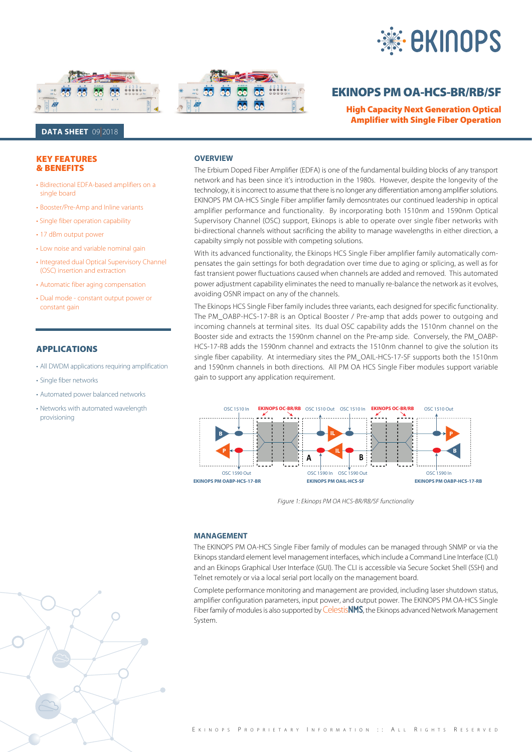# EKINOPS PM OA-HCS-BR/RB/SF

**High Capacity Next Generation Optical Amplifier with Single Fiber Operation**

**DATA SHEET** 09|2018

## KEY FEATURES & BENEFITS

- Bidirectional EDFA-based amplifiers on a single board
- Booster/Pre-Amp and Inline variants
- Single fiber operation capability
- 17 dBm output power
- Low noise and variable nominal gain
- Integrated dual Optical Supervisory Channel (OSC) insertion and extraction
- Automatic fiber aging compensation
- Dual mode - constant output power or constant gain

## APPLICATIONS

- All DWDM applications requiring amplification
- Single fiber networks
- Automated power balanced networks
- Networks with automated wavelength provisioning

## OVERVIEW

The Erbium Doped Fiber Amplifier (EDFA) is one of the fundamental building blocks of any transport network and has been since it's introduction in the 1980s. However, despite the longevity of the technology, it is incorrect to assume that there is no longer any differentiation among amplifier solutions. EKINOPS PM OA-HCS Single Fiber amplifier family demosntrates our continued leadership in optical amplifier performance and functionality. By incorporating both 1510nm and 1590nm Optical Supervisory Channel (OSC) support, Ekinops is able to operate over single fiber networks with bi-directional channels without sacrificing the ability to manage wavelengths in either direction, a capabilty simply not possible with competing solutions.

With its advanced functionality, the Ekinops HCS Single Fiber amplifier family automatically compensates the gain settings for both degradation over time due to aging or splicing, as well as for fast transient power fluctuations caused when channels are added and removed. This automated power adjustment capability eliminates the need to manually re-balance the network as it evolves, avoiding OSNR impact on any of the channels.

The Ekinops HCS Single Fiber family includes three variants, each designed for specific functionality. The PM_OABP-HCS-17-BR is an Optical Booster / Pre-amp that adds power to outgoing and incoming channels at terminal sites. Its dual OSC capability adds the 1510nm channel on the Booster side and extracts the 1590nm channel on the Pre-amp side. Conversely, the PM_OABP-HCS-17-RB adds the 1590nm channel and extracts the 1510nm channel to give the solution its single fiber capability. At intermediary sites the PM_OAIL-HCS-17-SF supports both the 1510nm and 1590nm channels in both directions. All PM OA HCS Single Fiber modules support variable gain to support any application requirement.

*Figure 1: Ekinops PM OA HCS-BR/RB/SF functionality*

## MANAGEMENT

The EKINOPS PM OA-HCS Single Fiber family of modules can be managed through SNMP or via the Ekinops standard element level management interfaces, which include a Command Line Interface (CLI) and an Ekinops Graphical User Interface (GUI). The CLI is accessible via Secure Socket Shell (SSH) and Telnet remotely or via a local serial port locally on the management board.

Complete performance monitoring and management are provided, including laser shutdown status, amplifier configuration parameters, input power, and output power. The EKINOPS PM OA-HCS Single Fiber family of modules is also supported by CelestisNMS, the Ekinops advanced Network Management System.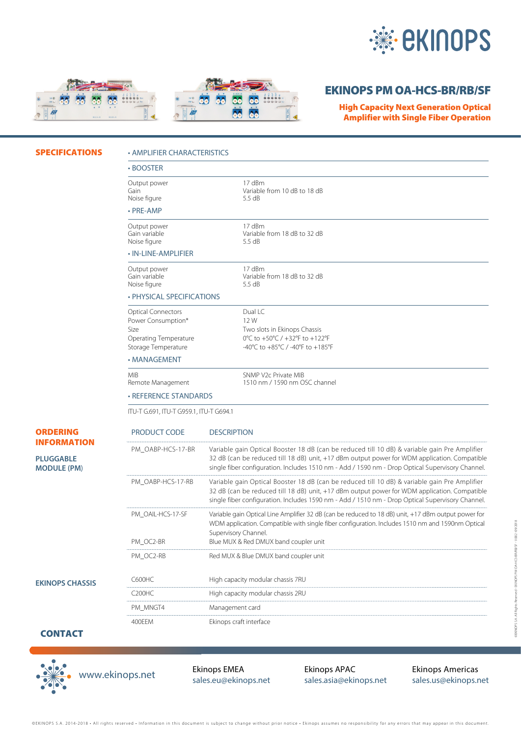# EKINOPS PM OA-HCS-BR/RB/SF

**High Capacity Next Generation Optical Amplifier with Single Fiber Operation**

## SPECIFICATIONS

### • AMPLIFIER CHARACTERISTICS

#### • BOOSTER

| | |
|---|---|
| Output power | 17 dBm |
| Gain | Variable from 10 dB to 18 dB |
| Noise figure | 5.5 dB |

#### • PRE-AMP

| | |
|---|---|
| Output power | 17 dBm |
| Gain variable | Variable from 18 dB to 32 dB |
| Noise figure | 5.5 dB |

#### • IN-LINE-AMPLIFIER

| | |
|---|---|
| Output power | 17 dBm |
| Gain variable | Variable from 18 dB to 32 dB |
| Noise figure | 5.5 dB |

### • PHYSICAL SPECIFICATIONS

| | |
|---|---|
| Optical Connectors | Dual LC |
| Power Consumption* | 12 W |
| Size | Two slots in Ekinops Chassis |
| Operating Temperature | 0°C to +50°C / +32°F to +122°F |
| Storage Temperature | -40°C to +85°C / -40°F to +185°F |

### • MANAGEMENT

| | |
|---|---|
| MIB | SNMP V2c Private MIB |
| Remote Management | 1510 nm / 1590 nm OSC channel |

### • REFERENCE STANDARDS

ITU-T G.691, ITU-T G959.1, ITU-T G694.1

## ORDERING INFORMATION

### PLUGGABLE MODULE (PM)

| PRODUCT CODE | DESCRIPTION |
|---|---|
| PM_OABP-HCS-17-BR | Variable gain Optical Booster 18 dB (can be reduced till 10 dB) & variable gain Pre Amplifier 32 dB (can be reduced till 18 dB) unit, +17 dBm output power for WDM application. Compatible single fiber configuration. Includes 1510 nm - Add / 1590 nm - Drop Optical Supervisory Channel. |
| PM_OABP-HCS-17-RB | Variable gain Optical Booster 18 dB (can be reduced till 10 dB) & variable gain Pre Amplifier 32 dB (can be reduced till 18 dB) unit, +17 dBm output power for WDM application. Compatible single fiber configuration. Includes 1590 nm - Add / 1510 nm - Drop Optical Supervisory Channel. |
| PM_OAIL-HCS-17-SF | Variable gain Optical Line Amplifier 32 dB (can be reduced to 18 dB) unit, +17 dBm output power for WDM application. Compatible with single fiber configuration. Includes 1510 nm and 1590nm Optical Supervisory Channel. |
| PM_OC2-BR | Blue MUX & Red DMUX band coupler unit |
| PM_OC2-RB | Red MUX & Blue DMUX band coupler unit |

### EKINOPS CHASSIS

| | |
|---|---|
| C600HC | High capacity modular chassis 7RU |
| C200HC | High capacity modular chassis 2RU |
| PM_MNGT4 | Management card |
| 400EEM | Ekinops craft interface |

## CONTACT

www.ekinops.net

Ekinops EMEA
sales.eu@ekinops.net

Ekinops APAC
sales.asia@ekinops.net

Ekinops Americas
sales.us@ekinops.net

©EKINOPS S.A. 2014-2018 • All rights reserved • Information in this document is subject to change without prior notice • Ekinops assumes no responsibility for any errors that may appear in this document.